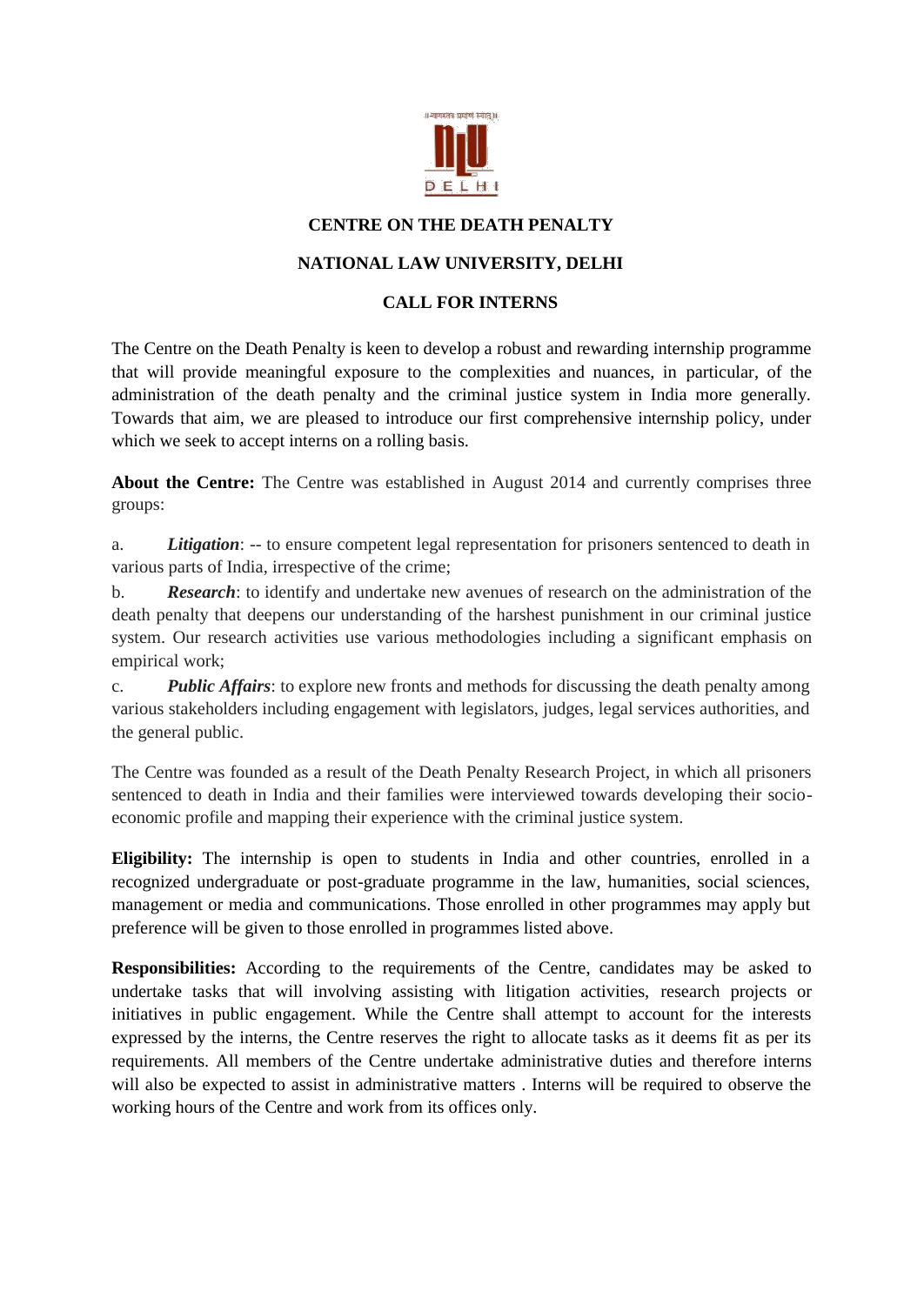# CENTRE ON THE DEATH PENALTY

## NATIONAL LAW UNIVERSITY, DELHI

### CALL FOR INTERNS

The Centre on the Death Penalty is keen to develop a robust and rewarding internship programme that will provide meaningful exposure to the complexities and nuances, in particular, of the administration of the death penalty and the criminal justice system in India more generally. Towards that aim, we are pleased to introduce our first comprehensive internship policy, under which we seek to accept interns on a rolling basis.

**About the Centre:** The Centre was established in August 2014 and currently comprises three groups:

a. ***Litigation***: -- to ensure competent legal representation for prisoners sentenced to death in various parts of India, irrespective of the crime;

b. ***Research***: to identify and undertake new avenues of research on the administration of the death penalty that deepens our understanding of the harshest punishment in our criminal justice system. Our research activities use various methodologies including a significant emphasis on empirical work;

c. ***Public Affairs***: to explore new fronts and methods for discussing the death penalty among various stakeholders including engagement with legislators, judges, legal services authorities, and the general public.

The Centre was founded as a result of the Death Penalty Research Project, in which all prisoners sentenced to death in India and their families were interviewed towards developing their socio-economic profile and mapping their experience with the criminal justice system.

**Eligibility:** The internship is open to students in India and other countries, enrolled in a recognized undergraduate or post-graduate programme in the law, humanities, social sciences, management or media and communications. Those enrolled in other programmes may apply but preference will be given to those enrolled in programmes listed above.

**Responsibilities:** According to the requirements of the Centre, candidates may be asked to undertake tasks that will involving assisting with litigation activities, research projects or initiatives in public engagement. While the Centre shall attempt to account for the interests expressed by the interns, the Centre reserves the right to allocate tasks as it deems fit as per its requirements. All members of the Centre undertake administrative duties and therefore interns will also be expected to assist in administrative matters . Interns will be required to observe the working hours of the Centre and work from its offices only.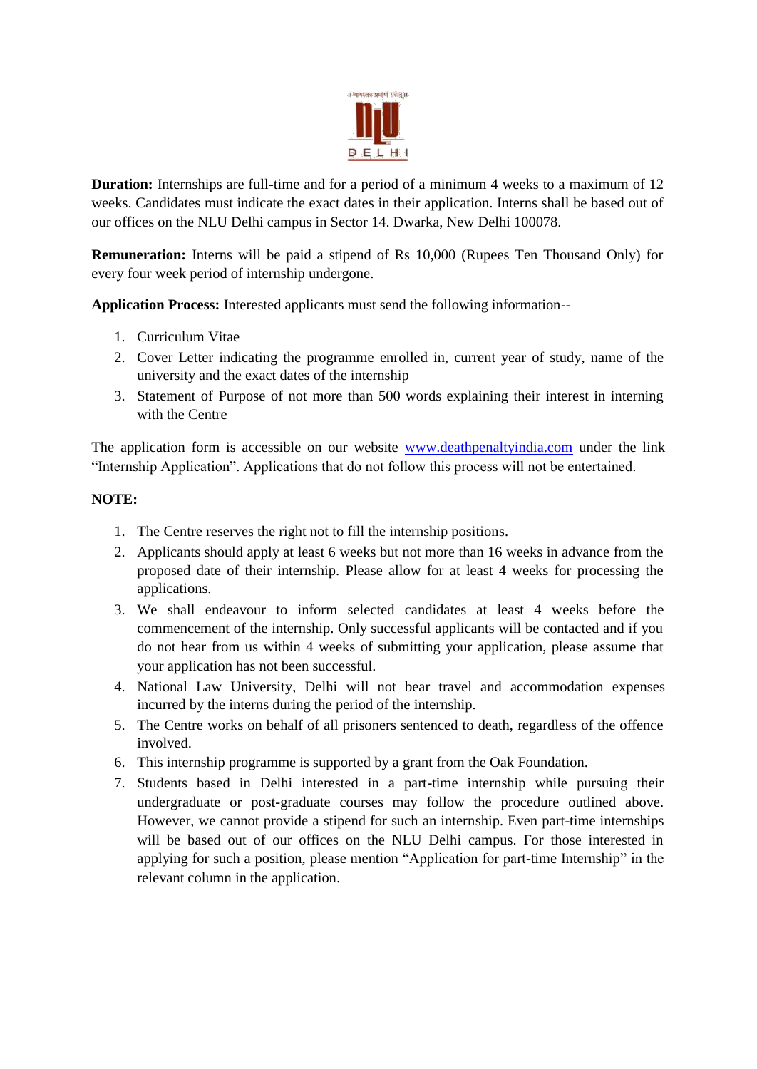**Duration:** Internships are full-time and for a period of a minimum 4 weeks to a maximum of 12 weeks. Candidates must indicate the exact dates in their application. Interns shall be based out of our offices on the NLU Delhi campus in Sector 14. Dwarka, New Delhi 100078.

**Remuneration:** Interns will be paid a stipend of Rs 10,000 (Rupees Ten Thousand Only) for every four week period of internship undergone.

**Application Process:** Interested applicants must send the following information--

1. Curriculum Vitae
2. Cover Letter indicating the programme enrolled in, current year of study, name of the university and the exact dates of the internship
3. Statement of Purpose of not more than 500 words explaining their interest in interning with the Centre

The application form is accessible on our website [www.deathpenaltyindia.com](http://www.deathpenaltyindia.com) under the link "Internship Application". Applications that do not follow this process will not be entertained.

**NOTE:**

1. The Centre reserves the right not to fill the internship positions.
2. Applicants should apply at least 6 weeks but not more than 16 weeks in advance from the proposed date of their internship. Please allow for at least 4 weeks for processing the applications.
3. We shall endeavour to inform selected candidates at least 4 weeks before the commencement of the internship. Only successful applicants will be contacted and if you do not hear from us within 4 weeks of submitting your application, please assume that your application has not been successful.
4. National Law University, Delhi will not bear travel and accommodation expenses incurred by the interns during the period of the internship.
5. The Centre works on behalf of all prisoners sentenced to death, regardless of the offence involved.
6. This internship programme is supported by a grant from the Oak Foundation.
7. Students based in Delhi interested in a part-time internship while pursuing their undergraduate or post-graduate courses may follow the procedure outlined above. However, we cannot provide a stipend for such an internship. Even part-time internships will be based out of our offices on the NLU Delhi campus. For those interested in applying for such a position, please mention "Application for part-time Internship" in the relevant column in the application.